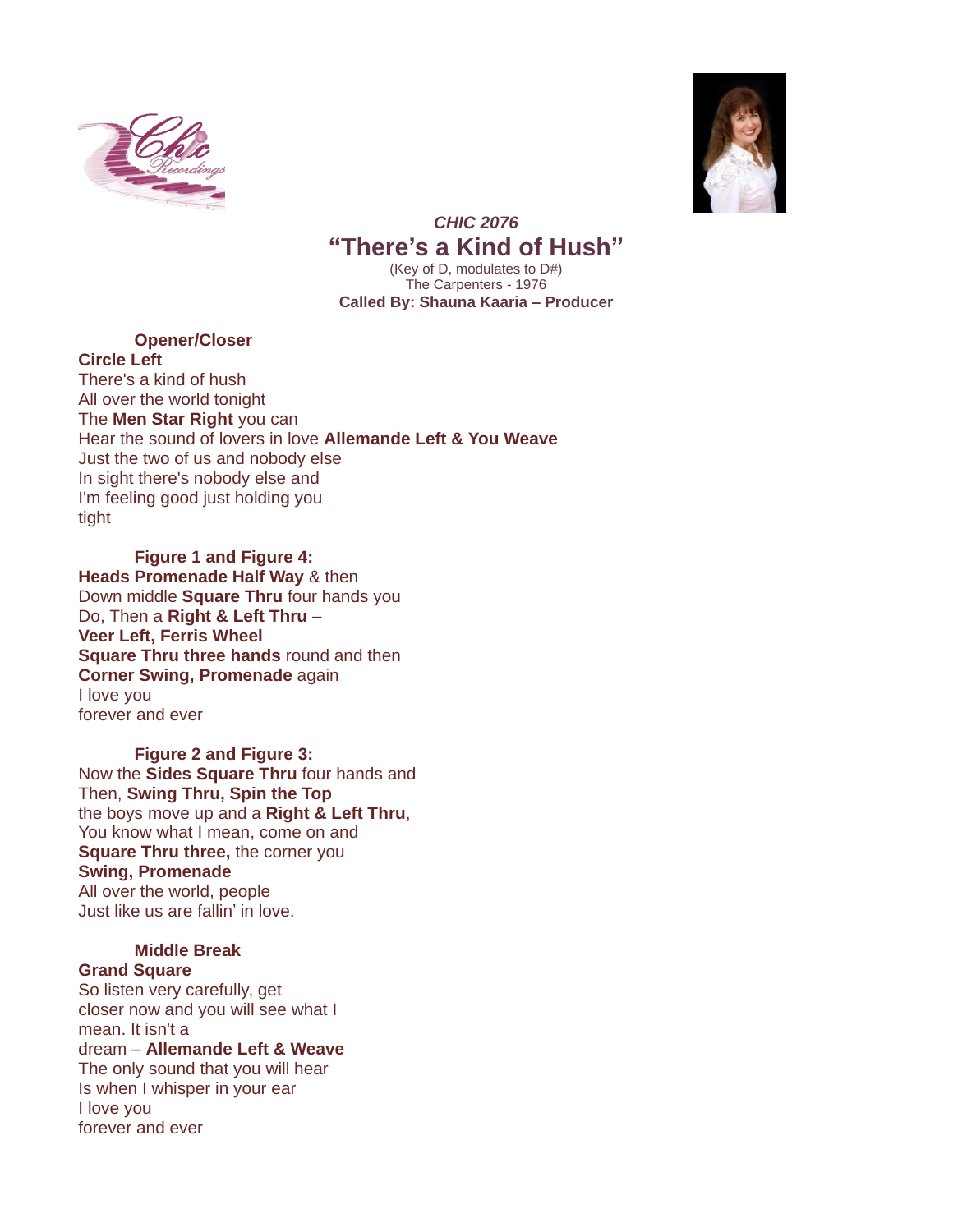*CHIC 2076*

# "There's a Kind of Hush"

(Key of D, modulates to D#)
The Carpenters - 1976
**Called By: Shauna Kaaria – Producer**

### Opener/Closer

**Circle Left**
There's a kind of hush
All over the world tonight
The **Men Star Right** you can
Hear the sound of lovers in love **Allemande Left & You Weave**
Just the two of us and nobody else
In sight there's nobody else and
I'm feeling good just holding you
tight

### Figure 1 and Figure 4:

**Heads Promenade Half Way** & then
Down middle **Square Thru** four hands you
Do, Then a **Right & Left Thru** –
**Veer Left, Ferris Wheel**
**Square Thru three hands** round and then
**Corner Swing, Promenade** again
I love you
forever and ever

### Figure 2 and Figure 3:

Now the **Sides Square Thru** four hands and
Then, **Swing Thru, Spin the Top**
the boys move up and a **Right & Left Thru**,
You know what I mean, come on and
**Square Thru three,** the corner you
**Swing, Promenade**
All over the world, people
Just like us are fallin' in love.

### Middle Break

**Grand Square**
So listen very carefully, get
closer now and you will see what I
mean. It isn't a
dream – **Allemande Left & Weave**
The only sound that you will hear
Is when I whisper in your ear
I love you
forever and ever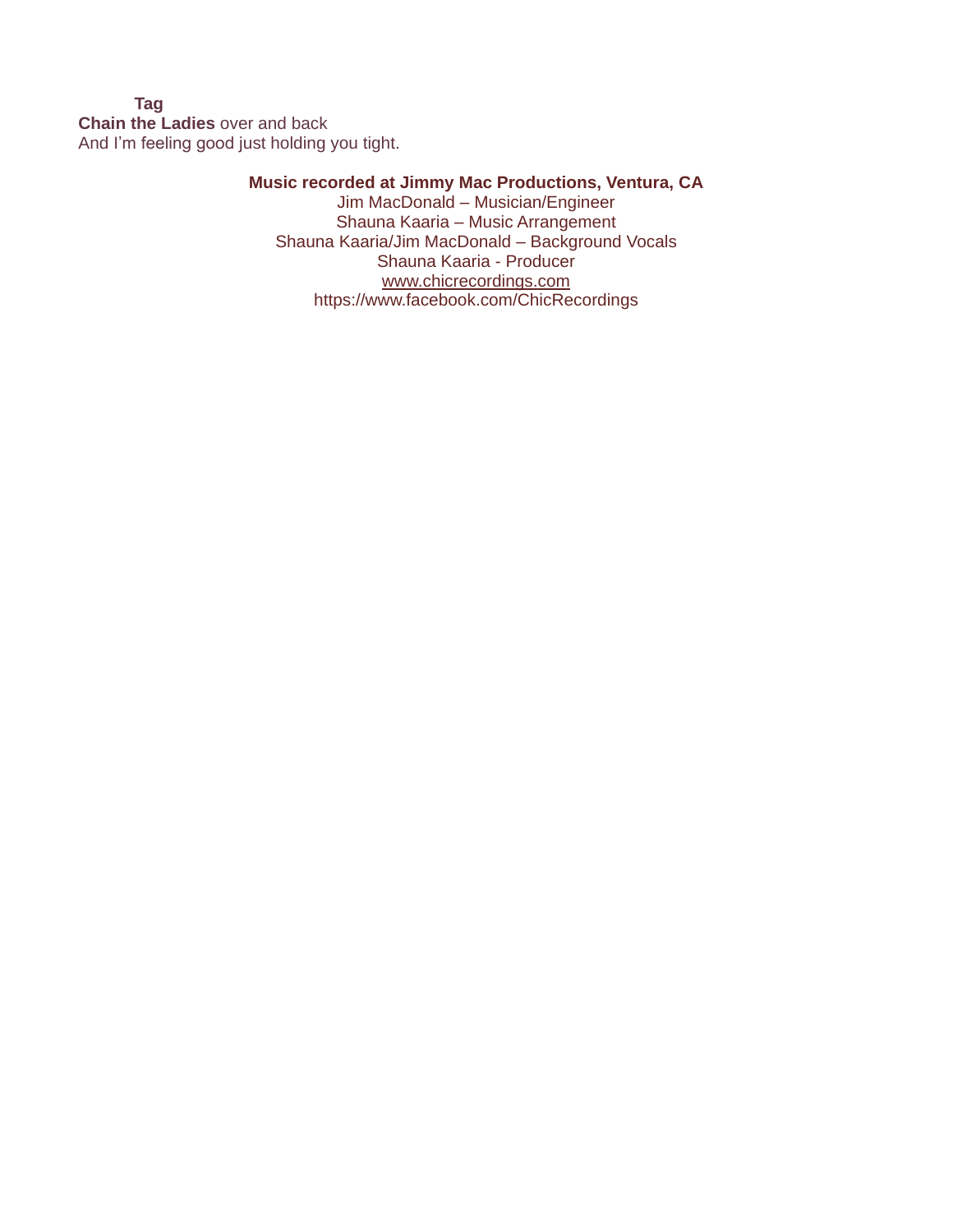**Tag**

**Chain the Ladies** over and back
And I'm feeling good just holding you tight.

**Music recorded at Jimmy Mac Productions, Ventura, CA**

Jim MacDonald – Musician/Engineer
Shauna Kaaria – Music Arrangement
Shauna Kaaria/Jim MacDonald – Background Vocals
Shauna Kaaria - Producer
www.chicrecordings.com
https://www.facebook.com/ChicRecordings